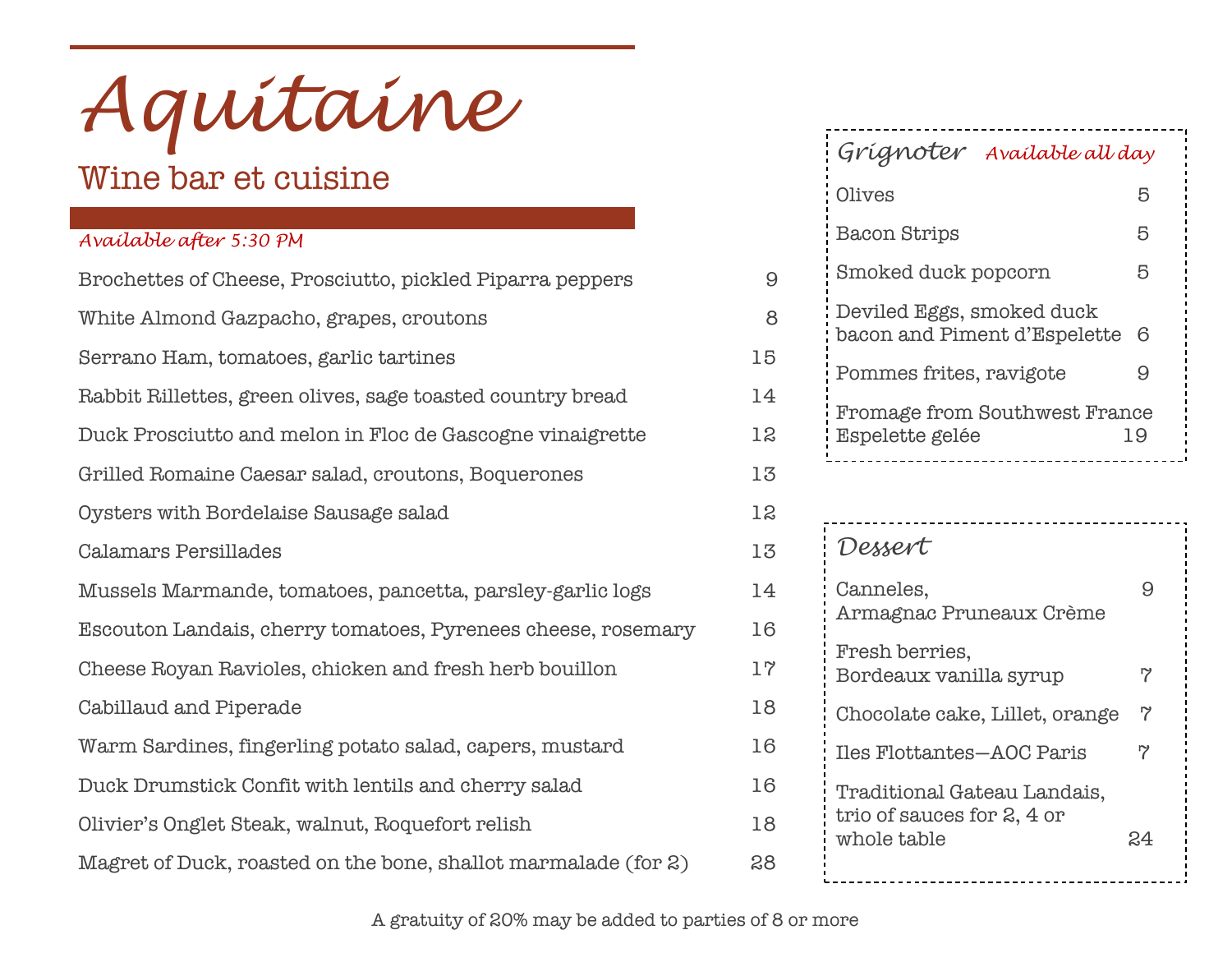# Aquitaine

## Wine bar et cuisine

*Available after 5:30 PM*

| Item | Price |
|---|---|
| Brochettes of Cheese, Prosciutto, pickled Piparra peppers | 9 |
| White Almond Gazpacho, grapes, croutons | 8 |
| Serrano Ham, tomatoes, garlic tartines | 15 |
| Rabbit Rillettes, green olives, sage toasted country bread | 14 |
| Duck Prosciutto and melon in Floc de Gascogne vinaigrette | 12 |
| Grilled Romaine Caesar salad, croutons, Boquerones | 13 |
| Oysters with Bordelaise Sausage salad | 12 |
| Calamars Persillades | 13 |
| Mussels Marmande, tomatoes, pancetta, parsley-garlic logs | 14 |
| Escouton Landais, cherry tomatoes, Pyrenees cheese, rosemary | 16 |
| Cheese Royan Ravioles, chicken and fresh herb bouillon | 17 |
| Cabillaud and Piperade | 18 |
| Warm Sardines, fingerling potato salad, capers, mustard | 16 |
| Duck Drumstick Confit with lentils and cherry salad | 16 |
| Olivier's Onglet Steak, walnut, Roquefort relish | 18 |
| Magret of Duck, roasted on the bone, shallot marmalade (for 2) | 28 |

### Grignoter *Available all day*

| Item | Price |
|---|---|
| Olives | 5 |
| Bacon Strips | 5 |
| Smoked duck popcorn | 5 |
| Deviled Eggs, smoked duck bacon and Piment d'Espelette | 6 |
| Pommes frites, ravigote | 9 |
| Fromage from Southwest France Espelette gelée | 19 |

### Dessert

| Item | Price |
|---|---|
| Canneles, Armagnac Pruneaux Crème | 9 |
| Fresh berries, Bordeaux vanilla syrup | 7 |
| Chocolate cake, Lillet, orange | 7 |
| Iles Flottantes—AOC Paris | 7 |
| Traditional Gateau Landais, trio of sauces for 2, 4 or whole table | 24 |

A gratuity of 20% may be added to parties of 8 or more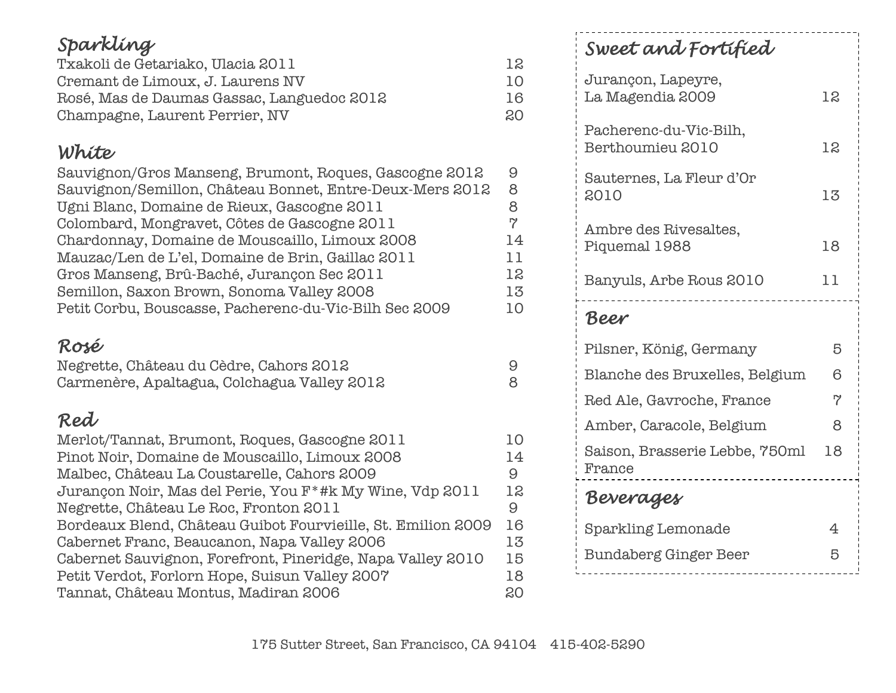## Sparkling

| | |
|---|---|
| Txakoli de Getariako, Ulacia 2011 | 12 |
| Cremant de Limoux, J. Laurens NV | 10 |
| Rosé, Mas de Daumas Gassac, Languedoc 2012 | 16 |
| Champagne, Laurent Perrier, NV | 20 |

## White

| | |
|---|---|
| Sauvignon/Gros Manseng, Brumont, Roques, Gascogne 2012 | 9 |
| Sauvignon/Semillon, Château Bonnet, Entre-Deux-Mers 2012 | 8 |
| Ugni Blanc, Domaine de Rieux, Gascogne 2011 | 8 |
| Colombard, Mongravet, Côtes de Gascogne 2011 | 7 |
| Chardonnay, Domaine de Mouscaillo, Limoux 2008 | 14 |
| Mauzac/Len de L'el, Domaine de Brin, Gaillac 2011 | 11 |
| Gros Manseng, Brû-Baché, Jurançon Sec 2011 | 12 |
| Semillon, Saxon Brown, Sonoma Valley 2008 | 13 |
| Petit Corbu, Bouscasse, Pacherenc-du-Vic-Bilh Sec 2009 | 10 |

## Rosé

| | |
|---|---|
| Negrette, Château du Cèdre, Cahors 2012 | 9 |
| Carmenère, Apaltagua, Colchagua Valley 2012 | 8 |

## Red

| | |
|---|---|
| Merlot/Tannat, Brumont, Roques, Gascogne 2011 | 10 |
| Pinot Noir, Domaine de Mouscaillo, Limoux 2008 | 14 |
| Malbec, Château La Coustarelle, Cahors 2009 | 9 |
| Jurançon Noir, Mas del Perie, You F*#k My Wine, Vdp 2011 | 12 |
| Negrette, Château Le Roc, Fronton 2011 | 9 |
| Bordeaux Blend, Château Guibot Fourvieille, St. Emilion 2009 | 16 |
| Cabernet Franc, Beaucanon, Napa Valley 2006 | 13 |
| Cabernet Sauvignon, Forefront, Pineridge, Napa Valley 2010 | 15 |
| Petit Verdot, Forlorn Hope, Suisun Valley 2007 | 18 |
| Tannat, Château Montus, Madiran 2006 | 20 |

## Sweet and Fortified

| | |
|---|---|
| Jurançon, Lapeyre, La Magendia 2009 | 12 |
| Pacherenc-du-Vic-Bilh, Berthoumieu 2010 | 12 |
| Sauternes, La Fleur d'Or 2010 | 13 |
| Ambre des Rivesaltes, Piquemal 1988 | 18 |
| Banyuls, Arbe Rous 2010 | 11 |

## Beer

| | |
|---|---|
| Pilsner, König, Germany | 5 |
| Blanche des Bruxelles, Belgium | 6 |
| Red Ale, Gavroche, France | 7 |
| Amber, Caracole, Belgium | 8 |
| Saison, Brasserie Lebbe, 750ml France | 18 |

## Beverages

| | |
|---|---|
| Sparkling Lemonade | 4 |
| Bundaberg Ginger Beer | 5 |

175 Sutter Street, San Francisco, CA 94104 415-402-5290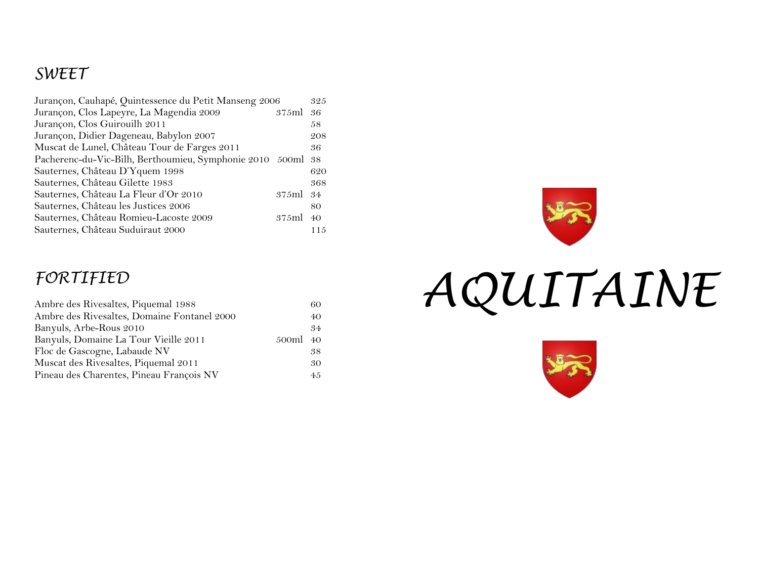## SWEET

| Wine | Size | Price |
|---|---|---|
| Jurançon, Cauhapé, Quintessence du Petit Manseng 2006 | | 325 |
| Jurançon, Clos Lapeyre, La Magendia 2009 | 375ml | 36 |
| Jurançon, Clos Guirouilh 2011 | | 58 |
| Jurançon, Didier Dageneau, Babylon 2007 | | 208 |
| Muscat de Lunel, Château Tour de Farges 2011 | | 36 |
| Pacherenc-du-Vic-Bilh, Berthoumieu, Symphonie 2010 | 500ml | 38 |
| Sauternes, Château D'Yquem 1998 | | 620 |
| Sauternes, Château Gilette 1983 | | 368 |
| Sauternes, Château La Fleur d'Or 2010 | 375ml | 34 |
| Sauternes, Château les Justices 2006 | | 80 |
| Sauternes, Château Romieu-Lacoste 2009 | 375ml | 40 |
| Sauternes, Château Suduiraut 2000 | | 115 |

## FORTIFIED

| Wine | Size | Price |
|---|---|---|
| Ambre des Rivesaltes, Piquemal 1988 | | 60 |
| Ambre des Rivesaltes, Domaine Fontanel 2000 | | 40 |
| Banyuls, Arbe-Rous 2010 | | 34 |
| Banyuls, Domaine La Tour Vieille 2011 | 500ml | 40 |
| Floc de Gascogne, Labaude NV | | 38 |
| Muscat des Rivesaltes, Piquemal 2011 | | 30 |
| Pineau des Charentes, Pineau François NV | | 45 |

# AQUITAINE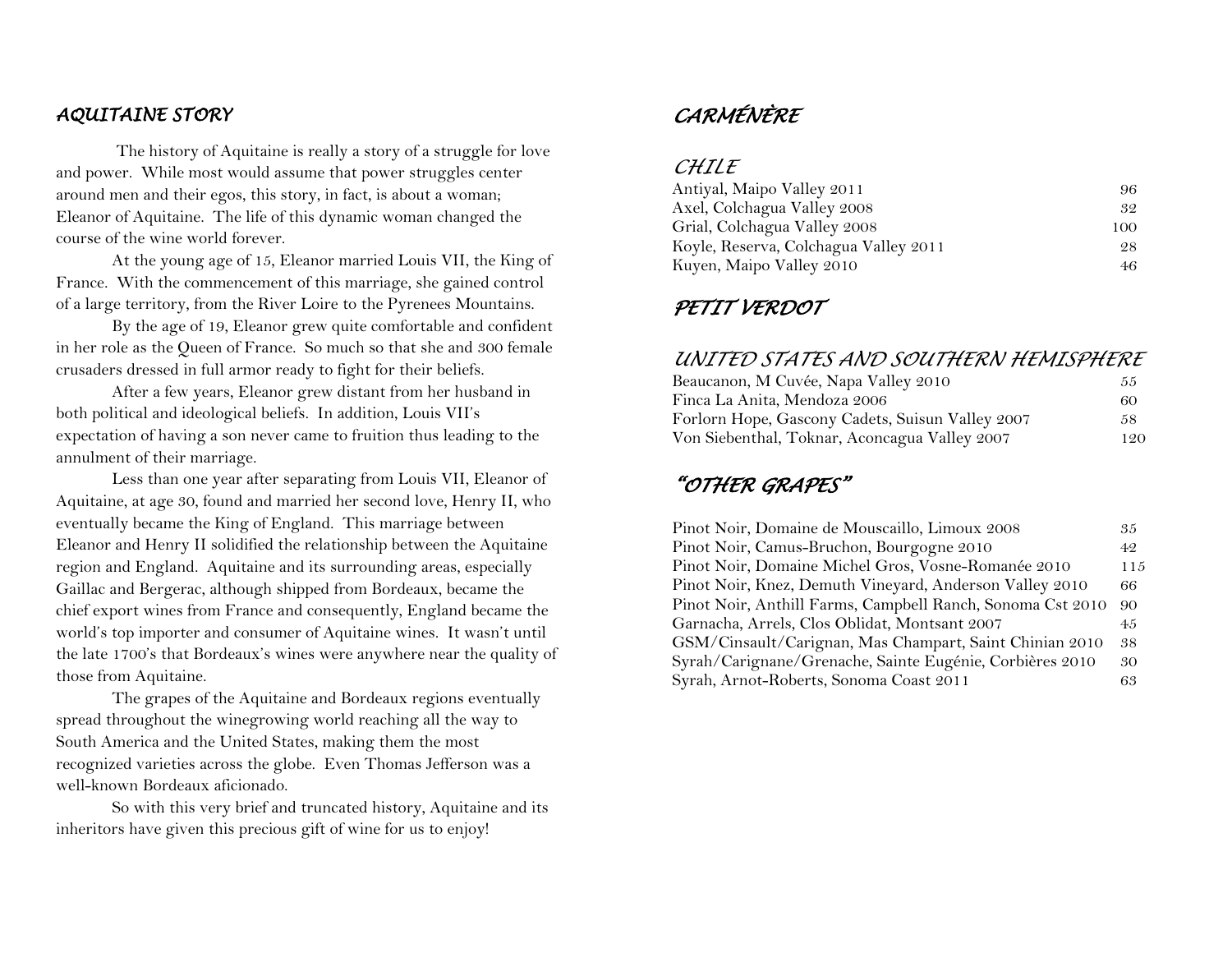## AQUITAINE STORY

The history of Aquitaine is really a story of a struggle for love and power. While most would assume that power struggles center around men and their egos, this story, in fact, is about a woman; Eleanor of Aquitaine. The life of this dynamic woman changed the course of the wine world forever.

At the young age of 15, Eleanor married Louis VII, the King of France. With the commencement of this marriage, she gained control of a large territory, from the River Loire to the Pyrenees Mountains.

By the age of 19, Eleanor grew quite comfortable and confident in her role as the Queen of France. So much so that she and 300 female crusaders dressed in full armor ready to fight for their beliefs.

After a few years, Eleanor grew distant from her husband in both political and ideological beliefs. In addition, Louis VII's expectation of having a son never came to fruition thus leading to the annulment of their marriage.

Less than one year after separating from Louis VII, Eleanor of Aquitaine, at age 30, found and married her second love, Henry II, who eventually became the King of England. This marriage between Eleanor and Henry II solidified the relationship between the Aquitaine region and England. Aquitaine and its surrounding areas, especially Gaillac and Bergerac, although shipped from Bordeaux, became the chief export wines from France and consequently, England became the world's top importer and consumer of Aquitaine wines. It wasn't until the late 1700's that Bordeaux's wines were anywhere near the quality of those from Aquitaine.

The grapes of the Aquitaine and Bordeaux regions eventually spread throughout the winegrowing world reaching all the way to South America and the United States, making them the most recognized varieties across the globe. Even Thomas Jefferson was a well-known Bordeaux aficionado.

So with this very brief and truncated history, Aquitaine and its inheritors have given this precious gift of wine for us to enjoy!

## CARMÉNÈRE

### CHILE

| | |
|---|---|
| Antiyal, Maipo Valley 2011 | 96 |
| Axel, Colchagua Valley 2008 | 32 |
| Grial, Colchagua Valley 2008 | 100 |
| Koyle, Reserva, Colchagua Valley 2011 | 28 |
| Kuyen, Maipo Valley 2010 | 46 |

## PETIT VERDOT

### UNITED STATES AND SOUTHERN HEMISPHERE

| | |
|---|---|
| Beaucanon, M Cuvée, Napa Valley 2010 | 55 |
| Finca La Anita, Mendoza 2006 | 60 |
| Forlorn Hope, Gascony Cadets, Suisun Valley 2007 | 58 |
| Von Siebenthal, Toknar, Aconcagua Valley 2007 | 120 |

## "OTHER GRAPES"

| | |
|---|---|
| Pinot Noir, Domaine de Mouscaillo, Limoux 2008 | 35 |
| Pinot Noir, Camus-Bruchon, Bourgogne 2010 | 42 |
| Pinot Noir, Domaine Michel Gros, Vosne-Romanée 2010 | 115 |
| Pinot Noir, Knez, Demuth Vineyard, Anderson Valley 2010 | 66 |
| Pinot Noir, Anthill Farms, Campbell Ranch, Sonoma Cst 2010 | 90 |
| Garnacha, Arrels, Clos Oblidat, Montsant 2007 | 45 |
| GSM/Cinsault/Carignan, Mas Champart, Saint Chinian 2010 | 38 |
| Syrah/Carignane/Grenache, Sainte Eugénie, Corbières 2010 | 30 |
| Syrah, Arnot-Roberts, Sonoma Coast 2011 | 63 |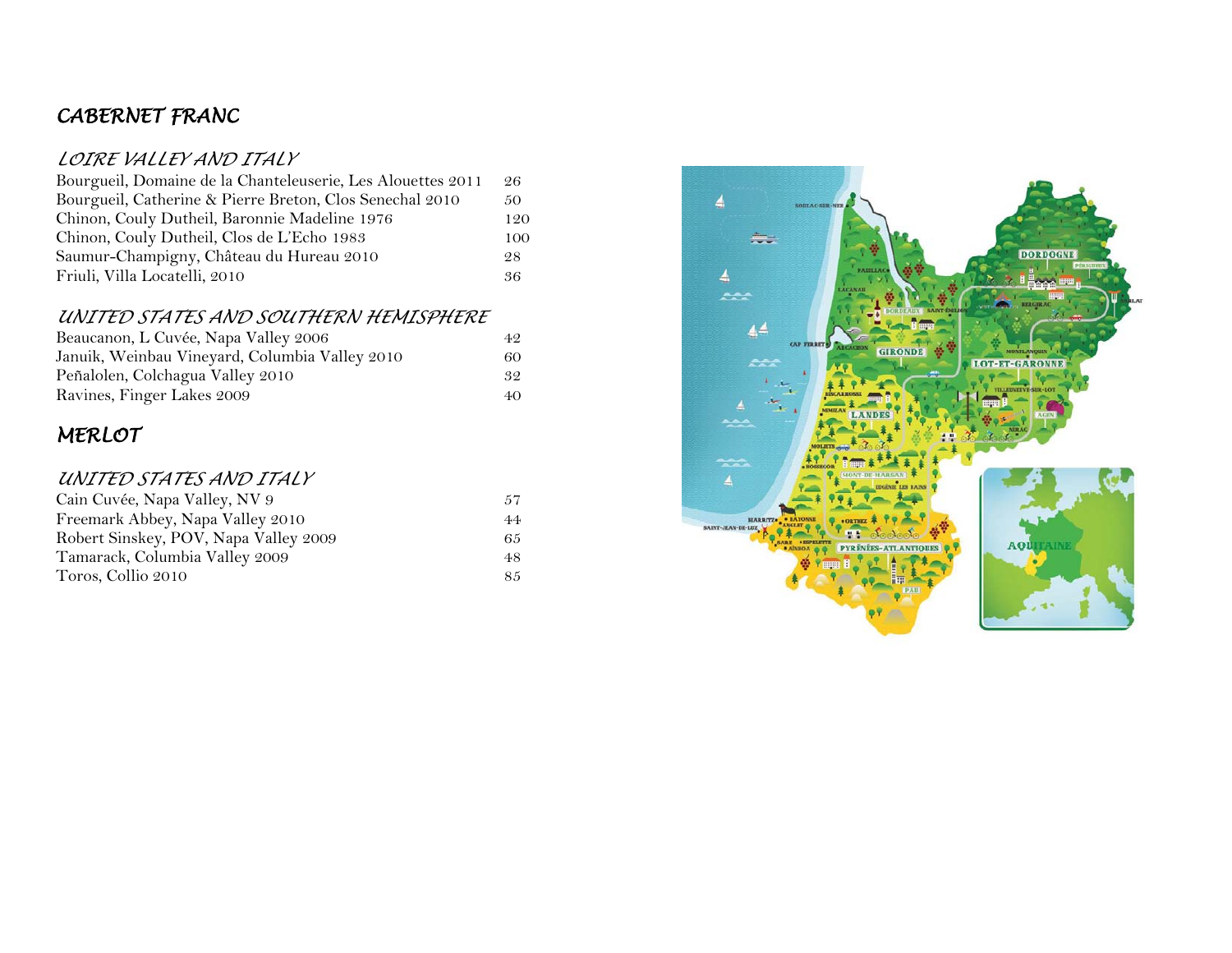# CABERNET FRANC

## LOIRE VALLEY AND ITALY

| | |
|---|---|
| Bourgueil, Domaine de la Chanteleuserie, Les Alouettes 2011 | 26 |
| Bourgueil, Catherine & Pierre Breton, Clos Senechal 2010 | 50 |
| Chinon, Couly Dutheil, Baronnie Madeline 1976 | 120 |
| Chinon, Couly Dutheil, Clos de L'Echo 1983 | 100 |
| Saumur-Champigny, Château du Hureau 2010 | 28 |
| Friuli, Villa Locatelli, 2010 | 36 |

## UNITED STATES AND SOUTHERN HEMISPHERE

| | |
|---|---|
| Beaucanon, L Cuvée, Napa Valley 2006 | 42 |
| Januik, Weinbau Vineyard, Columbia Valley 2010 | 60 |
| Peñalolen, Colchagua Valley 2010 | 32 |
| Ravines, Finger Lakes 2009 | 40 |

# MERLOT

## UNITED STATES AND ITALY

| | |
|---|---|
| Cain Cuvée, Napa Valley, NV 9 | 57 |
| Freemark Abbey, Napa Valley 2010 | 44 |
| Robert Sinskey, POV, Napa Valley 2009 | 65 |
| Tamarack, Columbia Valley 2009 | 48 |
| Toros, Collio 2010 | 85 |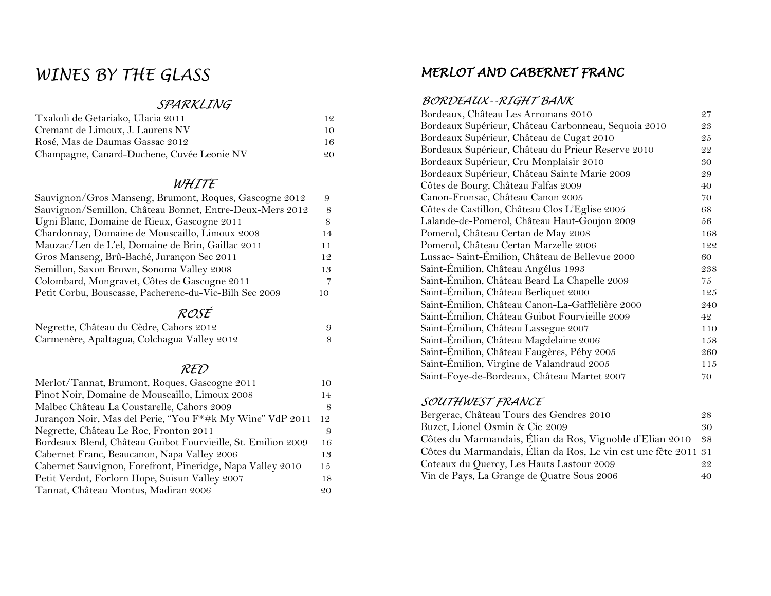# WINES BY THE GLASS

## SPARKLING

| Wine | Price |
|---|---|
| Txakoli de Getariako, Ulacia 2011 | 12 |
| Cremant de Limoux, J. Laurens NV | 10 |
| Rosé, Mas de Daumas Gassac 2012 | 16 |
| Champagne, Canard-Duchene, Cuvée Leonie NV | 20 |

## WHITE

| Wine | Price |
|---|---|
| Sauvignon/Gros Manseng, Brumont, Roques, Gascogne 2012 | 9 |
| Sauvignon/Semillon, Château Bonnet, Entre-Deux-Mers 2012 | 8 |
| Ugni Blanc, Domaine de Rieux, Gascogne 2011 | 8 |
| Chardonnay, Domaine de Mouscaillo, Limoux 2008 | 14 |
| Mauzac/Len de L'el, Domaine de Brin, Gaillac 2011 | 11 |
| Gros Manseng, Brû-Baché, Jurançon Sec 2011 | 12 |
| Semillon, Saxon Brown, Sonoma Valley 2008 | 13 |
| Colombard, Mongravet, Côtes de Gascogne 2011 | 7 |
| Petit Corbu, Bouscasse, Pacherenc-du-Vic-Bilh Sec 2009 | 10 |

## ROSÉ

| Wine | Price |
|---|---|
| Negrette, Château du Cèdre, Cahors 2012 | 9 |
| Carmenère, Apaltagua, Colchagua Valley 2012 | 8 |

## RED

| Wine | Price |
|---|---|
| Merlot/Tannat, Brumont, Roques, Gascogne 2011 | 10 |
| Pinot Noir, Domaine de Mouscaillo, Limoux 2008 | 14 |
| Malbec Château La Coustarelle, Cahors 2009 | 8 |
| Jurançon Noir, Mas del Perie, "You F*#k My Wine" VdP 2011 | 12 |
| Negrette, Château Le Roc, Fronton 2011 | 9 |
| Bordeaux Blend, Château Guibot Fourvieille, St. Emilion 2009 | 16 |
| Cabernet Franc, Beaucanon, Napa Valley 2006 | 13 |
| Cabernet Sauvignon, Forefront, Pineridge, Napa Valley 2010 | 15 |
| Petit Verdot, Forlorn Hope, Suisun Valley 2007 | 18 |
| Tannat, Château Montus, Madiran 2006 | 20 |

# MERLOT AND CABERNET FRANC

## BORDEAUX--RIGHT BANK

| Wine | Price |
|---|---|
| Bordeaux, Château Les Arromans 2010 | 27 |
| Bordeaux Supérieur, Château Carbonneau, Sequoia 2010 | 23 |
| Bordeaux Supérieur, Château de Cugat 2010 | 25 |
| Bordeaux Supérieur, Château du Prieur Reserve 2010 | 22 |
| Bordeaux Supérieur, Cru Monplaisir 2010 | 30 |
| Bordeaux Supérieur, Château Sainte Marie 2009 | 29 |
| Côtes de Bourg, Château Falfas 2009 | 40 |
| Canon-Fronsac, Château Canon 2005 | 70 |
| Côtes de Castillon, Château Clos L'Eglise 2005 | 68 |
| Lalande-de-Pomerol, Château Haut-Goujon 2009 | 56 |
| Pomerol, Château Certan de May 2008 | 168 |
| Pomerol, Château Certan Marzelle 2006 | 122 |
| Lussac- Saint-Émilion, Château de Bellevue 2000 | 60 |
| Saint-Émilion, Château Angélus 1993 | 238 |
| Saint-Émilion, Château Beard La Chapelle 2009 | 75 |
| Saint-Émilion, Château Berliquet 2000 | 125 |
| Saint-Émilion, Château Canon-La-Gafffelière 2000 | 240 |
| Saint-Émilion, Château Guibot Fourvieille 2009 | 42 |
| Saint-Émilion, Château Lassegue 2007 | 110 |
| Saint-Émilion, Château Magdelaine 2006 | 158 |
| Saint-Émilion, Château Faugères, Péby 2005 | 260 |
| Saint-Émilion, Virgine de Valandraud 2005 | 115 |
| Saint-Foye-de-Bordeaux, Château Martet 2007 | 70 |

## SOUTHWEST FRANCE

| Wine | Price |
|---|---|
| Bergerac, Château Tours des Gendres 2010 | 28 |
| Buzet, Lionel Osmin & Cie 2009 | 30 |
| Côtes du Marmandais, Élian da Ros, Vignoble d'Elian 2010 | 38 |
| Côtes du Marmandais, Élian da Ros, Le vin est une fête 2011 | 31 |
| Coteaux du Quercy, Les Hauts Lastour 2009 | 22 |
| Vin de Pays, La Grange de Quatre Sous 2006 | 40 |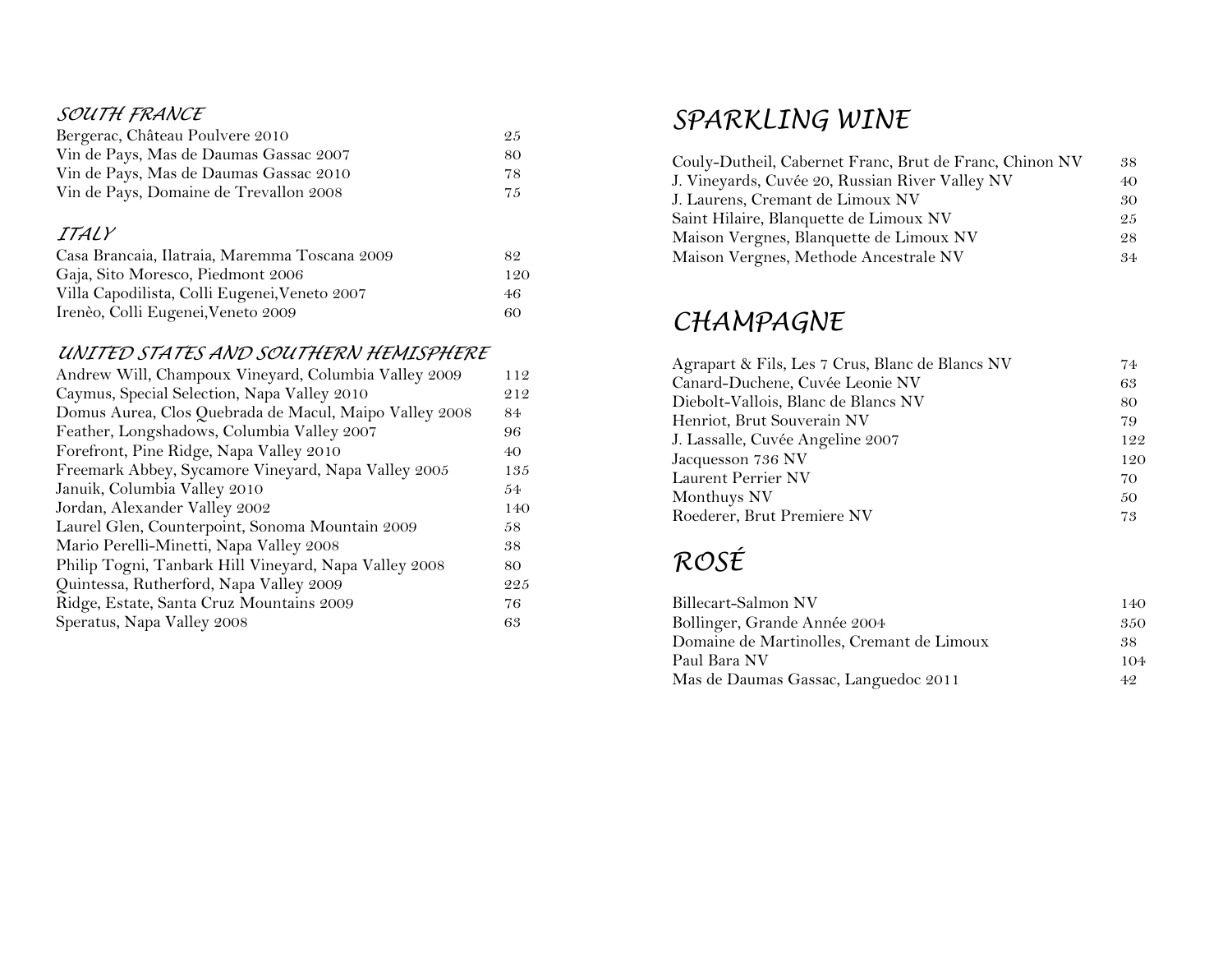## *SOUTH FRANCE*

| | |
|---|---|
| Bergerac, Château Poulvere 2010 | 25 |
| Vin de Pays, Mas de Daumas Gassac 2007 | 80 |
| Vin de Pays, Mas de Daumas Gassac 2010 | 78 |
| Vin de Pays, Domaine de Trevallon 2008 | 75 |

## *ITALY*

| | |
|---|---|
| Casa Brancaia, Ilatraia, Maremma Toscana 2009 | 82 |
| Gaja, Sito Moresco, Piedmont 2006 | 120 |
| Villa Capodilista, Colli Eugenei,Veneto 2007 | 46 |
| Irenèo, Colli Eugenei,Veneto 2009 | 60 |

## *UNITED STATES AND SOUTHERN HEMISPHERE*

| | |
|---|---|
| Andrew Will, Champoux Vineyard, Columbia Valley 2009 | 112 |
| Caymus, Special Selection, Napa Valley 2010 | 212 |
| Domus Aurea, Clos Quebrada de Macul, Maipo Valley 2008 | 84 |
| Feather, Longshadows, Columbia Valley 2007 | 96 |
| Forefront, Pine Ridge, Napa Valley 2010 | 40 |
| Freemark Abbey, Sycamore Vineyard, Napa Valley 2005 | 135 |
| Januik, Columbia Valley 2010 | 54 |
| Jordan, Alexander Valley 2002 | 140 |
| Laurel Glen, Counterpoint, Sonoma Mountain 2009 | 58 |
| Mario Perelli-Minetti, Napa Valley 2008 | 38 |
| Philip Togni, Tanbark Hill Vineyard, Napa Valley 2008 | 80 |
| Quintessa, Rutherford, Napa Valley 2009 | 225 |
| Ridge, Estate, Santa Cruz Mountains 2009 | 76 |
| Speratus, Napa Valley 2008 | 63 |

# *SPARKLING WINE*

| | |
|---|---|
| Couly-Dutheil, Cabernet Franc, Brut de Franc, Chinon NV | 38 |
| J. Vineyards, Cuvée 20, Russian River Valley NV | 40 |
| J. Laurens, Cremant de Limoux NV | 30 |
| Saint Hilaire, Blanquette de Limoux NV | 25 |
| Maison Vergnes, Blanquette de Limoux NV | 28 |
| Maison Vergnes, Methode Ancestrale NV | 34 |

# *CHAMPAGNE*

| | |
|---|---|
| Agrapart & Fils, Les 7 Crus, Blanc de Blancs NV | 74 |
| Canard-Duchene, Cuvée Leonie NV | 63 |
| Diebolt-Vallois, Blanc de Blancs NV | 80 |
| Henriot, Brut Souverain NV | 79 |
| J. Lassalle, Cuvée Angeline 2007 | 122 |
| Jacquesson 736 NV | 120 |
| Laurent Perrier NV | 70 |
| Monthuys NV | 50 |
| Roederer, Brut Premiere NV | 73 |

# *ROSÉ*

| | |
|---|---|
| Billecart-Salmon NV | 140 |
| Bollinger, Grande Année 2004 | 350 |
| Domaine de Martinolles, Cremant de Limoux | 38 |
| Paul Bara NV | 104 |
| Mas de Daumas Gassac, Languedoc 2011 | 42 |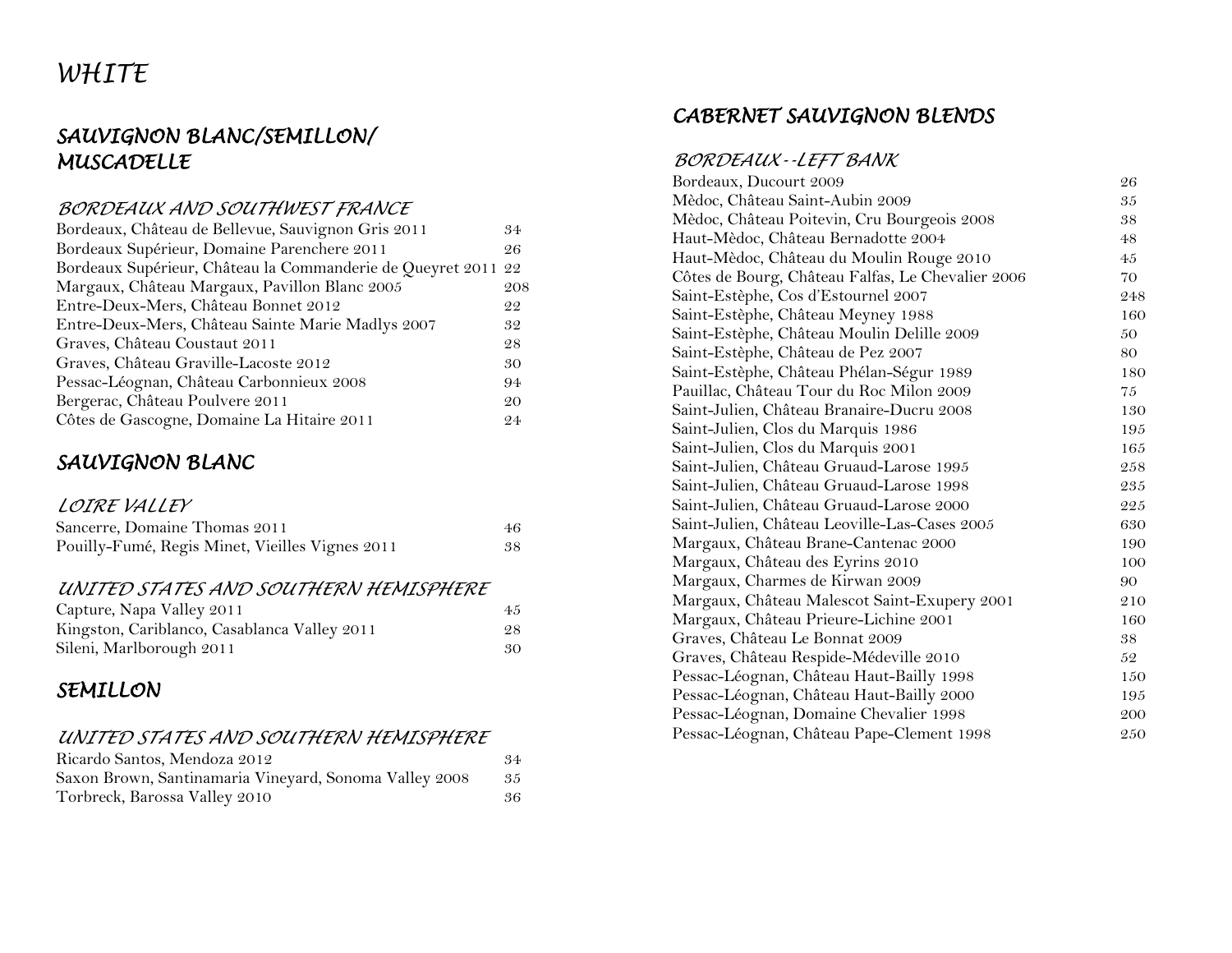# WHITE

## SAUVIGNON BLANC/SEMILLON/ MUSCADELLE

### BORDEAUX AND SOUTHWEST FRANCE

| Wine | Price |
|---|---|
| Bordeaux, Château de Bellevue, Sauvignon Gris 2011 | 34 |
| Bordeaux Supérieur, Domaine Parenchere 2011 | 26 |
| Bordeaux Supérieur, Château la Commanderie de Queyret 2011 | 22 |
| Margaux, Château Margaux, Pavillon Blanc 2005 | 208 |
| Entre-Deux-Mers, Château Bonnet 2012 | 22 |
| Entre-Deux-Mers, Château Sainte Marie Madlys 2007 | 32 |
| Graves, Château Coustaut 2011 | 28 |
| Graves, Château Graville-Lacoste 2012 | 30 |
| Pessac-Léognan, Château Carbonnieux 2008 | 94 |
| Bergerac, Château Poulvere 2011 | 20 |
| Côtes de Gascogne, Domaine La Hitaire 2011 | 24 |

## SAUVIGNON BLANC

### LOIRE VALLEY

| Wine | Price |
|---|---|
| Sancerre, Domaine Thomas 2011 | 46 |
| Pouilly-Fumé, Regis Minet, Vieilles Vignes 2011 | 38 |

### UNITED STATES AND SOUTHERN HEMISPHERE

| Wine | Price |
|---|---|
| Capture, Napa Valley 2011 | 45 |
| Kingston, Cariblanco, Casablanca Valley 2011 | 28 |
| Sileni, Marlborough 2011 | 30 |

## SEMILLON

### UNITED STATES AND SOUTHERN HEMISPHERE

| Wine | Price |
|---|---|
| Ricardo Santos, Mendoza 2012 | 34 |
| Saxon Brown, Santinamaria Vineyard, Sonoma Valley 2008 | 35 |
| Torbreck, Barossa Valley 2010 | 36 |

## CABERNET SAUVIGNON BLENDS

### BORDEAUX--LEFT BANK

| Wine | Price |
|---|---|
| Bordeaux, Ducourt 2009 | 26 |
| Mèdoc, Château Saint-Aubin 2009 | 35 |
| Mèdoc, Château Poitevin, Cru Bourgeois 2008 | 38 |
| Haut-Mèdoc, Château Bernadotte 2004 | 48 |
| Haut-Mèdoc, Château du Moulin Rouge 2010 | 45 |
| Côtes de Bourg, Château Falfas, Le Chevalier 2006 | 70 |
| Saint-Estèphe, Cos d'Estournel 2007 | 248 |
| Saint-Estèphe, Château Meyney 1988 | 160 |
| Saint-Estèphe, Château Moulin Delille 2009 | 50 |
| Saint-Estèphe, Château de Pez 2007 | 80 |
| Saint-Estèphe, Château Phélan-Ségur 1989 | 180 |
| Pauillac, Château Tour du Roc Milon 2009 | 75 |
| Saint-Julien, Château Branaire-Ducru 2008 | 130 |
| Saint-Julien, Clos du Marquis 1986 | 195 |
| Saint-Julien, Clos du Marquis 2001 | 165 |
| Saint-Julien, Château Gruaud-Larose 1995 | 258 |
| Saint-Julien, Château Gruaud-Larose 1998 | 235 |
| Saint-Julien, Château Gruaud-Larose 2000 | 225 |
| Saint-Julien, Château Leoville-Las-Cases 2005 | 630 |
| Margaux, Château Brane-Cantenac 2000 | 190 |
| Margaux, Château des Eyrins 2010 | 100 |
| Margaux, Charmes de Kirwan 2009 | 90 |
| Margaux, Château Malescot Saint-Exupery 2001 | 210 |
| Margaux, Château Prieure-Lichine 2001 | 160 |
| Graves, Château Le Bonnat 2009 | 38 |
| Graves, Château Respide-Médeville 2010 | 52 |
| Pessac-Léognan, Château Haut-Bailly 1998 | 150 |
| Pessac-Léognan, Château Haut-Bailly 2000 | 195 |
| Pessac-Léognan, Domaine Chevalier 1998 | 200 |
| Pessac-Léognan, Château Pape-Clement 1998 | 250 |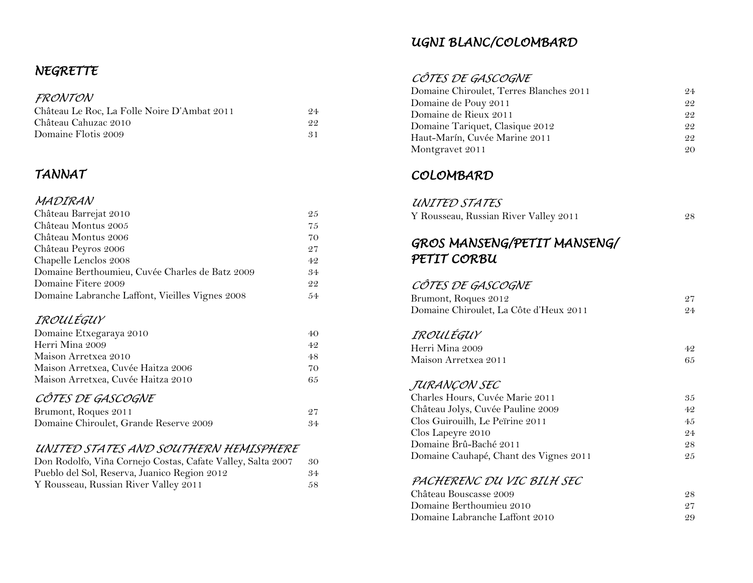## NEGRETTE

### FRONTON

| | |
|---|---|
| Château Le Roc, La Folle Noire D'Ambat 2011 | 24 |
| Château Cahuzac 2010 | 22 |
| Domaine Flotis 2009 | 31 |

## TANNAT

### MADIRAN

| | |
|---|---|
| Château Barrejat 2010 | 25 |
| Château Montus 2005 | 75 |
| Château Montus 2006 | 70 |
| Château Peyros 2006 | 27 |
| Chapelle Lenclos 2008 | 42 |
| Domaine Berthoumieu, Cuvée Charles de Batz 2009 | 34 |
| Domaine Fitere 2009 | 22 |
| Domaine Labranche Laffont, Vieilles Vignes 2008 | 54 |

### IROULÉGUY

| | |
|---|---|
| Domaine Etxegaraya 2010 | 40 |
| Herri Mina 2009 | 42 |
| Maison Arretxea 2010 | 48 |
| Maison Arretxea, Cuvée Haitza 2006 | 70 |
| Maison Arretxea, Cuvée Haitza 2010 | 65 |

### CÔTES DE GASCOGNE

| | |
|---|---|
| Brumont, Roques 2011 | 27 |
| Domaine Chiroulet, Grande Reserve 2009 | 34 |

### UNITED STATES AND SOUTHERN HEMISPHERE

| | |
|---|---|
| Don Rodolfo, Viña Cornejo Costas, Cafate Valley, Salta 2007 | 30 |
| Pueblo del Sol, Reserva, Juanico Region 2012 | 34 |
| Y Rousseau, Russian River Valley 2011 | 58 |

## UGNI BLANC/COLOMBARD

### CÔTES DE GASCOGNE

| | |
|---|---|
| Domaine Chiroulet, Terres Blanches 2011 | 24 |
| Domaine de Pouy 2011 | 22 |
| Domaine de Rieux 2011 | 22 |
| Domaine Tariquet, Clasique 2012 | 22 |
| Haut-Marín, Cuvée Marine 2011 | 22 |
| Montgravet 2011 | 20 |

## COLOMBARD

### UNITED STATES

| | |
|---|---|
| Y Rousseau, Russian River Valley 2011 | 28 |

## GROS MANSENG/PETIT MANSENG/ PETIT CORBU

### CÔTES DE GASCOGNE

| | |
|---|---|
| Brumont, Roques 2012 | 27 |
| Domaine Chiroulet, La Côte d'Heux 2011 | 24 |

### IROULÉGUY

| | |
|---|---|
| Herri Mina 2009 | 42 |
| Maison Arretxea 2011 | 65 |

### JURANÇON SEC

| | |
|---|---|
| Charles Hours, Cuvée Marie 2011 | 35 |
| Château Jolys, Cuvée Pauline 2009 | 42 |
| Clos Guirouilh, Le Peïrine 2011 | 45 |
| Clos Lapeyre 2010 | 24 |
| Domaine Brû-Baché 2011 | 28 |
| Domaine Cauhapé, Chant des Vignes 2011 | 25 |

### PACHERENC DU VIC BILH SEC

| | |
|---|---|
| Château Bouscasse 2009 | 28 |
| Domaine Berthoumieu 2010 | 27 |
| Domaine Labranche Laffont 2010 | 29 |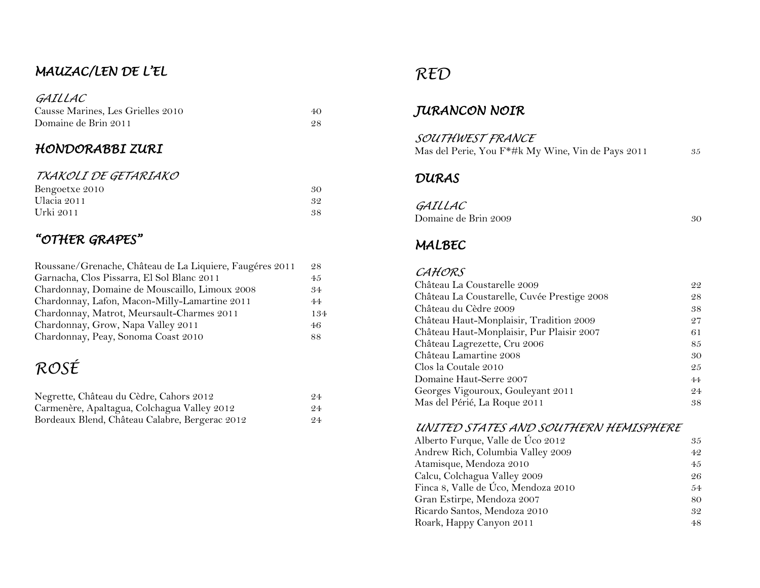## MAUZAC/LEN DE L'EL

### GAILLAC

| | |
|---|---|
| Causse Marines, Les Grielles 2010 | 40 |
| Domaine de Brin 2011 | 28 |

## HONDORABBI ZURI

### TXAKOLI DE GETARIAKO

| | |
|---|---|
| Bengoetxe 2010 | 30 |
| Ulacia 2011 | 32 |
| Urki 2011 | 38 |

## "OTHER GRAPES"

| | |
|---|---|
| Roussane/Grenache, Château de La Liquiere, Faugéres 2011 | 28 |
| Garnacha, Clos Pissarra, El Sol Blanc 2011 | 45 |
| Chardonnay, Domaine de Mouscaillo, Limoux 2008 | 34 |
| Chardonnay, Lafon, Macon-Milly-Lamartine 2011 | 44 |
| Chardonnay, Matrot, Meursault-Charmes 2011 | 134 |
| Chardonnay, Grow, Napa Valley 2011 | 46 |
| Chardonnay, Peay, Sonoma Coast 2010 | 88 |

# ROSÉ

| | |
|---|---|
| Negrette, Château du Cèdre, Cahors 2012 | 24 |
| Carmenère, Apaltagua, Colchagua Valley 2012 | 24 |
| Bordeaux Blend, Château Calabre, Bergerac 2012 | 24 |

# RED

## JURANCON NOIR

### SOUTHWEST FRANCE

| | |
|---|---|
| Mas del Perie, You F*#k My Wine, Vin de Pays 2011 | 35 |

## DURAS

### GAILLAC

| | |
|---|---|
| Domaine de Brin 2009 | 30 |

## MALBEC

### CAHORS

| | |
|---|---|
| Château La Coustarelle 2009 | 22 |
| Château La Coustarelle, Cuvée Prestige 2008 | 28 |
| Château du Cèdre 2009 | 38 |
| Château Haut-Monplaisir, Tradition 2009 | 27 |
| Château Haut-Monplaisir, Pur Plaisir 2007 | 61 |
| Château Lagrezette, Cru 2006 | 85 |
| Château Lamartine 2008 | 30 |
| Clos la Coutale 2010 | 25 |
| Domaine Haut-Serre 2007 | 44 |
| Georges Vigouroux, Gouleyant 2011 | 24 |
| Mas del Périé, La Roque 2011 | 38 |

### UNITED STATES AND SOUTHERN HEMISPHERE

| | |
|---|---|
| Alberto Furque, Valle de Úco 2012 | 35 |
| Andrew Rich, Columbia Valley 2009 | 42 |
| Atamisque, Mendoza 2010 | 45 |
| Calcu, Colchagua Valley 2009 | 26 |
| Finca 8, Valle de Úco, Mendoza 2010 | 54 |
| Gran Estirpe, Mendoza 2007 | 80 |
| Ricardo Santos, Mendoza 2010 | 32 |
| Roark, Happy Canyon 2011 | 48 |